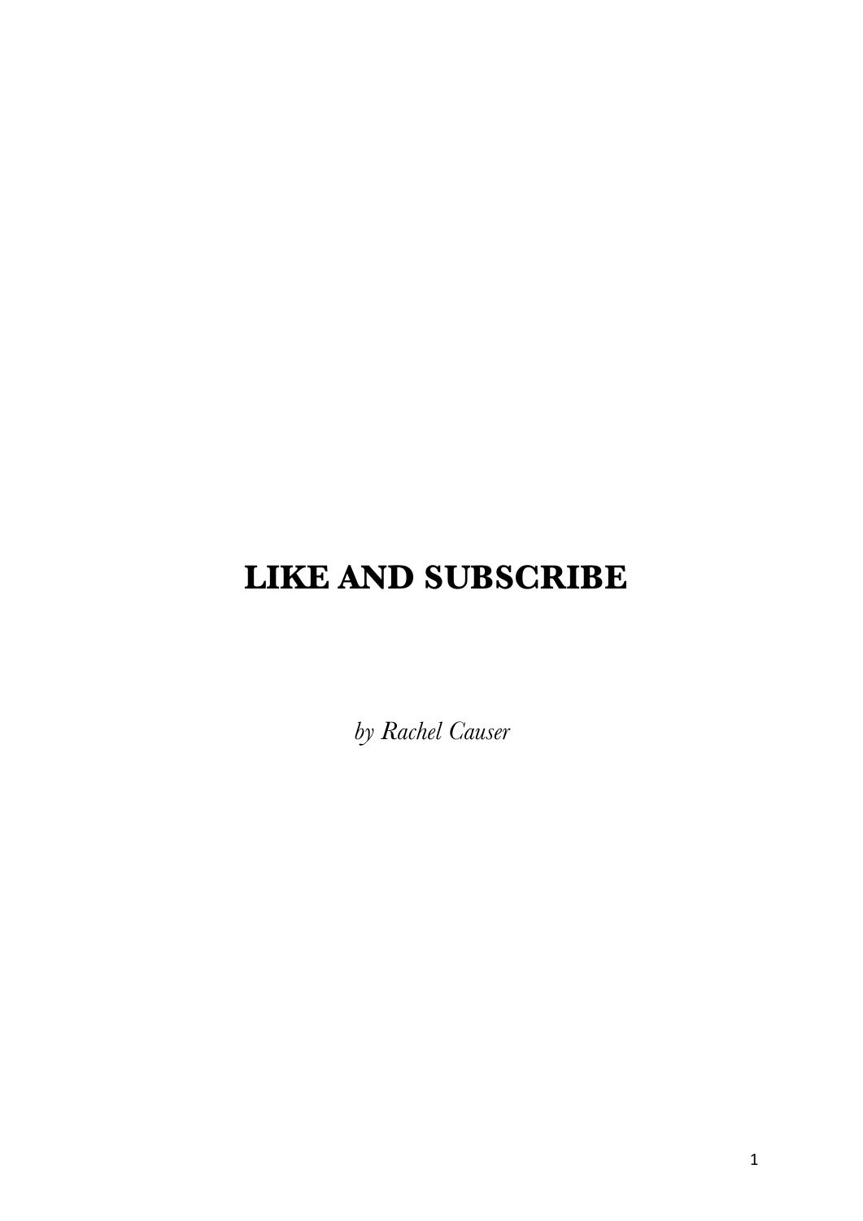# LIKE AND SUBSCRIBE

*by Rachel Causer*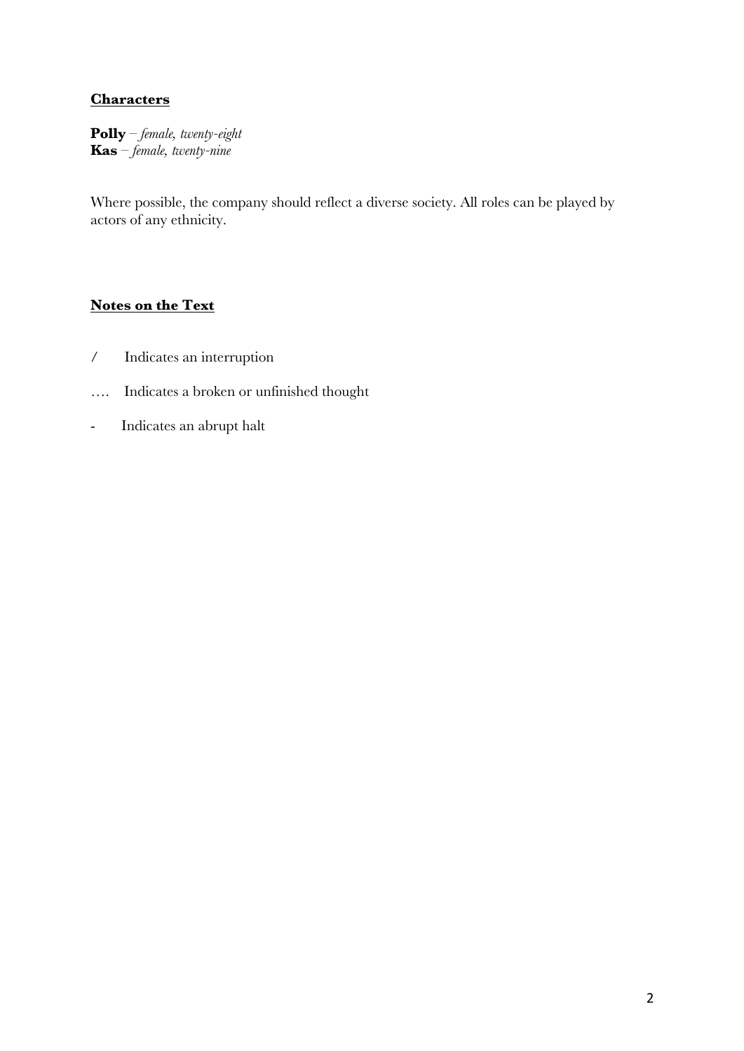## **Characters**

**Polly** – *female, twenty-eight*
**Kas** – *female, twenty-nine*

Where possible, the company should reflect a diverse society. All roles can be played by actors of any ethnicity.

## **Notes on the Text**

/ Indicates an interruption

…. Indicates a broken or unfinished thought

- Indicates an abrupt halt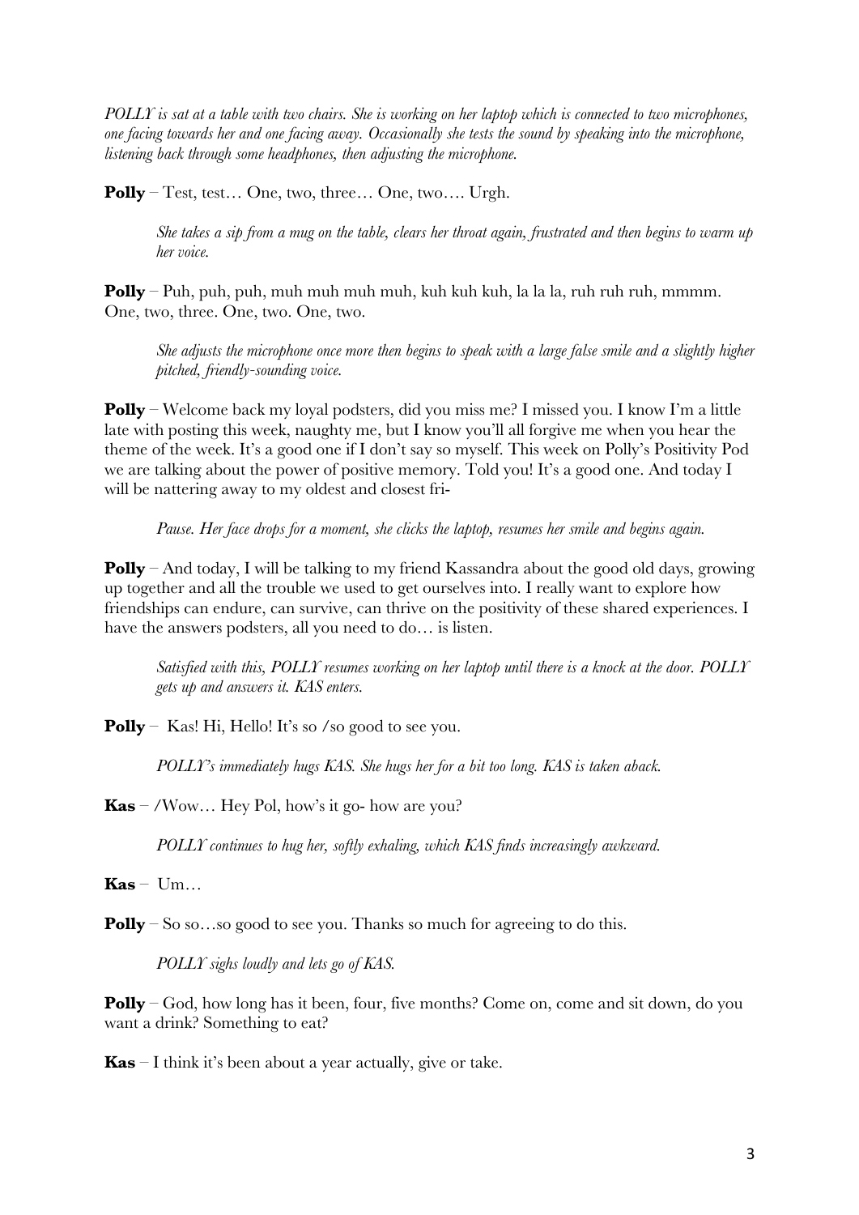*POLLY is sat at a table with two chairs. She is working on her laptop which is connected to two microphones, one facing towards her and one facing away. Occasionally she tests the sound by speaking into the microphone, listening back through some headphones, then adjusting the microphone.*

**Polly** – Test, test… One, two, three… One, two…. Urgh.

> *She takes a sip from a mug on the table, clears her throat again, frustrated and then begins to warm up her voice.*

**Polly** – Puh, puh, puh, muh muh muh muh, kuh kuh kuh, la la la, ruh ruh ruh, mmmm. One, two, three. One, two. One, two.

> *She adjusts the microphone once more then begins to speak with a large false smile and a slightly higher pitched, friendly-sounding voice.*

**Polly** – Welcome back my loyal podsters, did you miss me? I missed you. I know I'm a little late with posting this week, naughty me, but I know you'll all forgive me when you hear the theme of the week. It's a good one if I don't say so myself. This week on Polly's Positivity Pod we are talking about the power of positive memory. Told you! It's a good one. And today I will be nattering away to my oldest and closest fri-

> *Pause. Her face drops for a moment, she clicks the laptop, resumes her smile and begins again.*

**Polly** – And today, I will be talking to my friend Kassandra about the good old days, growing up together and all the trouble we used to get ourselves into. I really want to explore how friendships can endure, can survive, can thrive on the positivity of these shared experiences. I have the answers podsters, all you need to do… is listen.

> *Satisfied with this, POLLY resumes working on her laptop until there is a knock at the door. POLLY gets up and answers it. KAS enters.*

**Polly** – Kas! Hi, Hello! It's so /so good to see you.

> *POLLY's immediately hugs KAS. She hugs her for a bit too long. KAS is taken aback.*

**Kas** – /Wow… Hey Pol, how's it go- how are you?

> *POLLY continues to hug her, softly exhaling, which KAS finds increasingly awkward.*

**Kas** – Um…

**Polly** – So so…so good to see you. Thanks so much for agreeing to do this.

> *POLLY sighs loudly and lets go of KAS.*

**Polly** – God, how long has it been, four, five months? Come on, come and sit down, do you want a drink? Something to eat?

**Kas** – I think it's been about a year actually, give or take.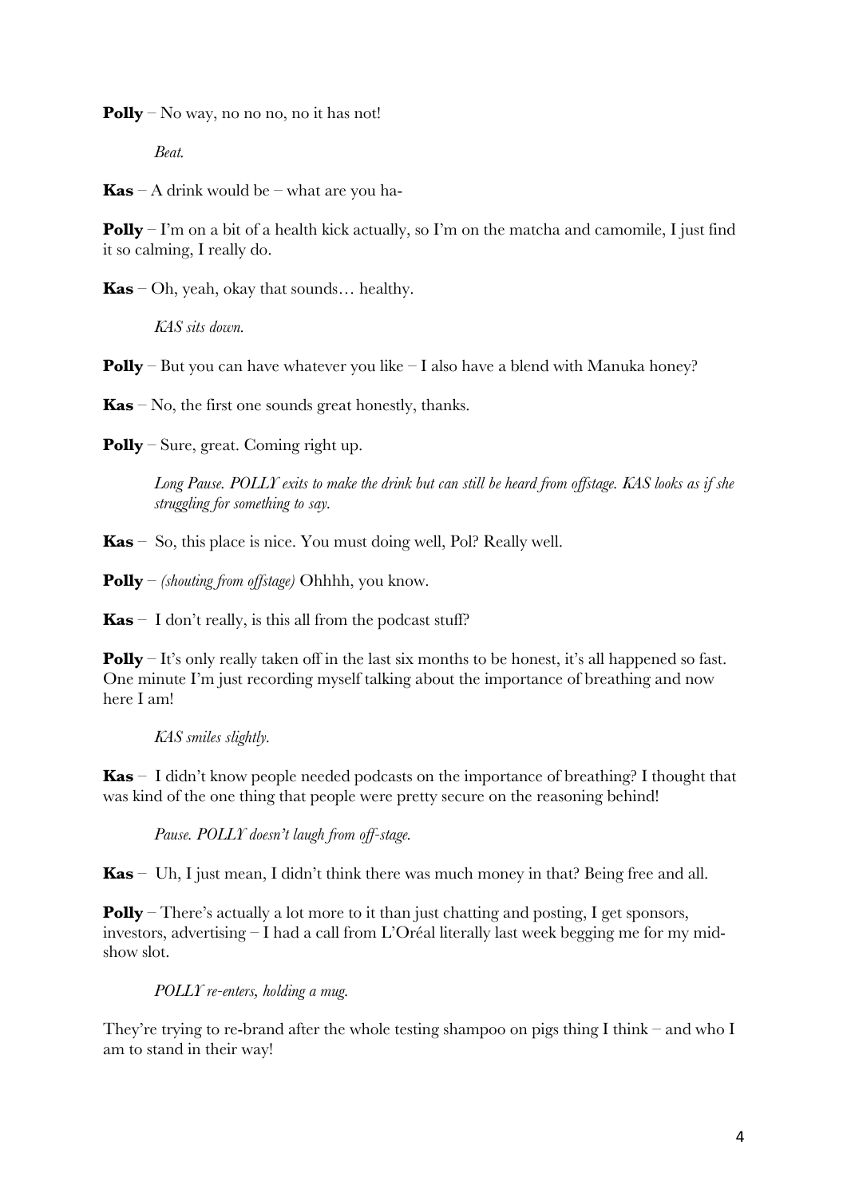**Polly** – No way, no no no, no it has not!

*Beat.*

**Kas** – A drink would be – what are you ha-

**Polly** – I'm on a bit of a health kick actually, so I'm on the matcha and camomile, I just find it so calming, I really do.

**Kas** – Oh, yeah, okay that sounds… healthy.

*KAS sits down.*

**Polly** – But you can have whatever you like – I also have a blend with Manuka honey?

**Kas** – No, the first one sounds great honestly, thanks.

**Polly** – Sure, great. Coming right up.

*Long Pause. POLLY exits to make the drink but can still be heard from offstage. KAS looks as if she struggling for something to say.*

**Kas** – So, this place is nice. You must doing well, Pol? Really well.

**Polly** – *(shouting from offstage)* Ohhhh, you know.

**Kas** – I don't really, is this all from the podcast stuff?

**Polly** – It's only really taken off in the last six months to be honest, it's all happened so fast. One minute I'm just recording myself talking about the importance of breathing and now here I am!

*KAS smiles slightly.*

**Kas** – I didn't know people needed podcasts on the importance of breathing? I thought that was kind of the one thing that people were pretty secure on the reasoning behind!

*Pause. POLLY doesn't laugh from off-stage.*

**Kas** – Uh, I just mean, I didn't think there was much money in that? Being free and all.

**Polly** – There's actually a lot more to it than just chatting and posting, I get sponsors, investors, advertising – I had a call from L'Oréal literally last week begging me for my mid-show slot.

*POLLY re-enters, holding a mug.*

They're trying to re-brand after the whole testing shampoo on pigs thing I think – and who I am to stand in their way!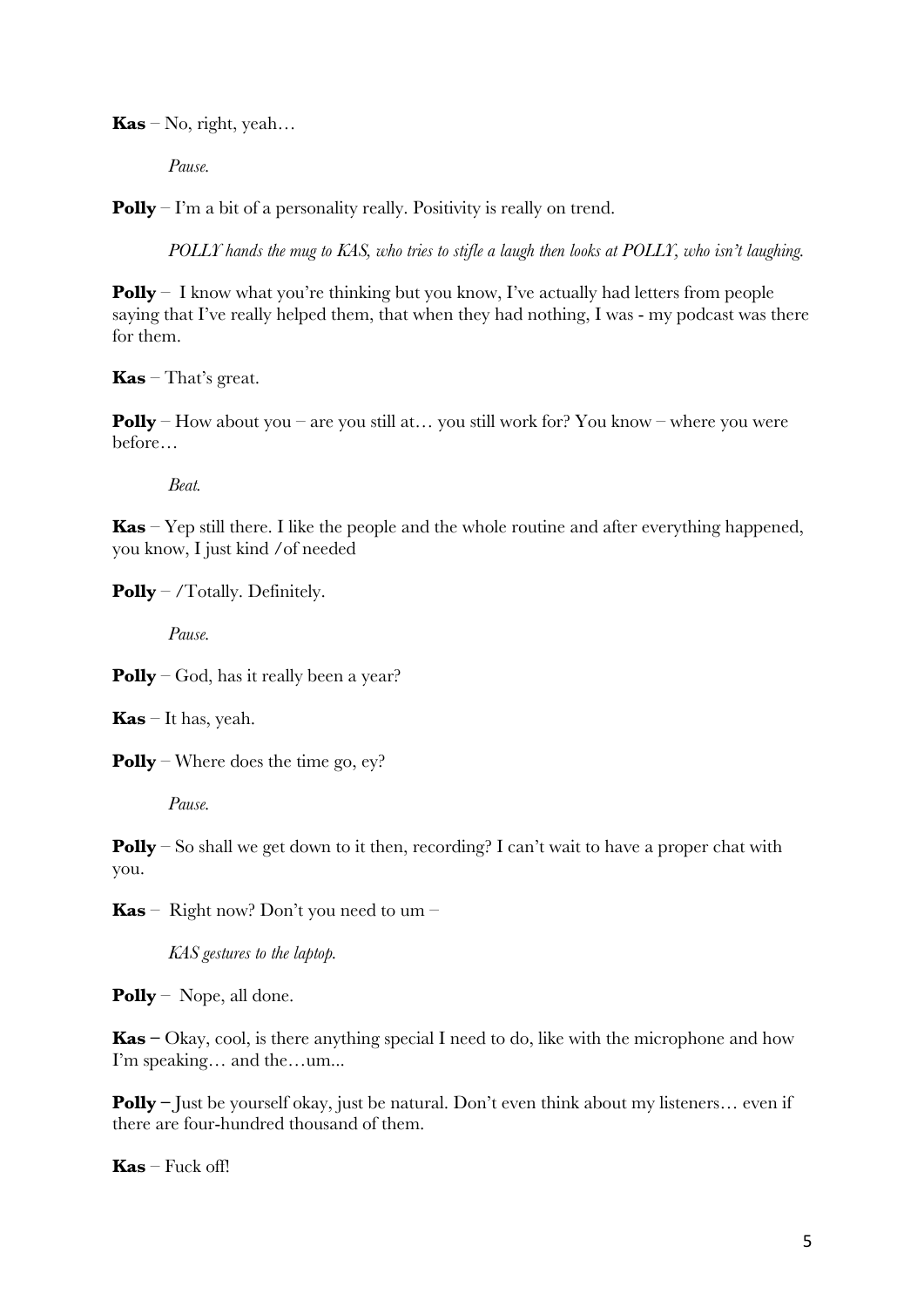**Kas** – No, right, yeah…

*Pause.*

**Polly** – I'm a bit of a personality really. Positivity is really on trend.

*POLLY hands the mug to KAS, who tries to stifle a laugh then looks at POLLY, who isn't laughing.*

**Polly** – I know what you're thinking but you know, I've actually had letters from people saying that I've really helped them, that when they had nothing, I was - my podcast was there for them.

**Kas** – That's great.

**Polly** – How about you – are you still at… you still work for? You know – where you were before…

*Beat.*

**Kas** – Yep still there. I like the people and the whole routine and after everything happened, you know, I just kind /of needed

**Polly** – /Totally. Definitely.

*Pause.*

**Polly** – God, has it really been a year?

**Kas** – It has, yeah.

**Polly** – Where does the time go, ey?

*Pause.*

**Polly** – So shall we get down to it then, recording? I can't wait to have a proper chat with you.

**Kas** – Right now? Don't you need to um –

*KAS gestures to the laptop.*

**Polly** – Nope, all done.

**Kas** – Okay, cool, is there anything special I need to do, like with the microphone and how I'm speaking… and the…um...

**Polly** – Just be yourself okay, just be natural. Don't even think about my listeners… even if there are four-hundred thousand of them.

**Kas** – Fuck off!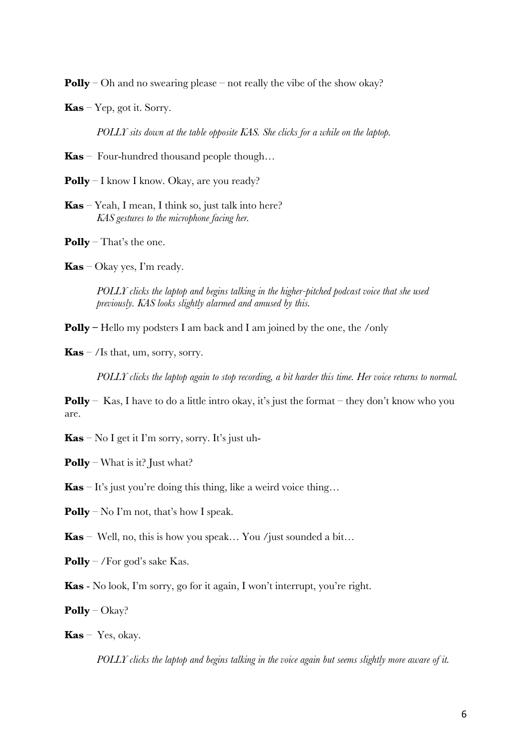**Polly** – Oh and no swearing please – not really the vibe of the show okay?

**Kas** – Yep, got it. Sorry.

*POLLY sits down at the table opposite KAS. She clicks for a while on the laptop.*

**Kas** – Four-hundred thousand people though…

**Polly** – I know I know. Okay, are you ready?

**Kas** – Yeah, I mean, I think so, just talk into here?
*KAS gestures to the microphone facing her.*

**Polly** – That's the one.

**Kas** – Okay yes, I'm ready.

*POLLY clicks the laptop and begins talking in the higher-pitched podcast voice that she used previously. KAS looks slightly alarmed and amused by this.*

**Polly –** Hello my podsters I am back and I am joined by the one, the /only

**Kas** – /Is that, um, sorry, sorry.

*POLLY clicks the laptop again to stop recording, a bit harder this time. Her voice returns to normal.*

**Polly** – Kas, I have to do a little intro okay, it's just the format – they don't know who you are.

**Kas** – No I get it I'm sorry, sorry. It's just uh-

**Polly** – What is it? Just what?

**Kas** – It's just you're doing this thing, like a weird voice thing…

**Polly** – No I'm not, that's how I speak.

**Kas** – Well, no, this is how you speak… You /just sounded a bit…

**Polly** – /For god's sake Kas.

**Kas** - No look, I'm sorry, go for it again, I won't interrupt, you're right.

**Polly** – Okay?

**Kas** – Yes, okay.

*POLLY clicks the laptop and begins talking in the voice again but seems slightly more aware of it.*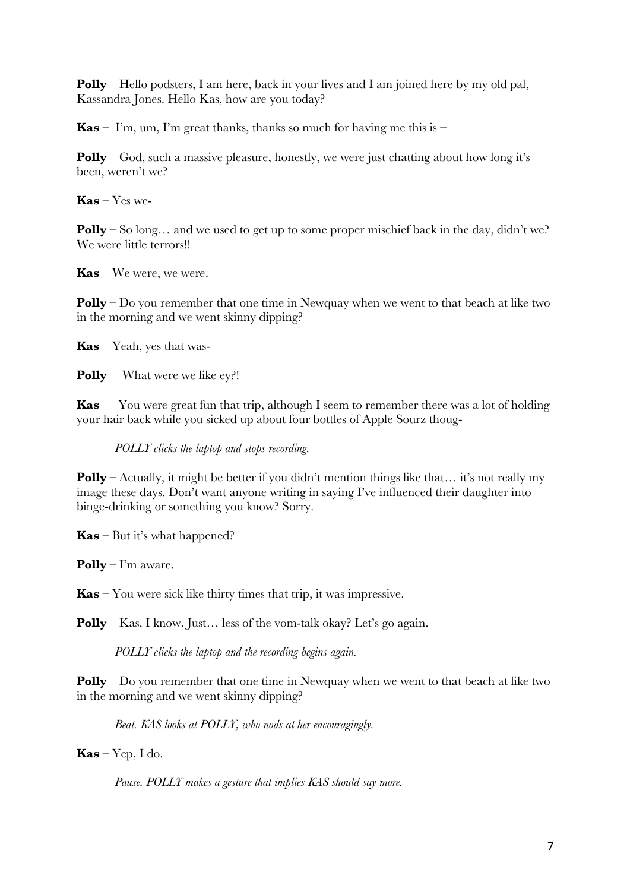**Polly** – Hello podsters, I am here, back in your lives and I am joined here by my old pal, Kassandra Jones. Hello Kas, how are you today?

**Kas** – I'm, um, I'm great thanks, thanks so much for having me this is –

**Polly** – God, such a massive pleasure, honestly, we were just chatting about how long it's been, weren't we?

**Kas** – Yes we-

**Polly** – So long… and we used to get up to some proper mischief back in the day, didn't we? We were little terrors!!

**Kas** – We were, we were.

**Polly** – Do you remember that one time in Newquay when we went to that beach at like two in the morning and we went skinny dipping?

**Kas** – Yeah, yes that was-

**Polly** – What were we like ey?!

**Kas** – You were great fun that trip, although I seem to remember there was a lot of holding your hair back while you sicked up about four bottles of Apple Sourz thoug-

*POLLY clicks the laptop and stops recording.*

**Polly** – Actually, it might be better if you didn't mention things like that… it's not really my image these days. Don't want anyone writing in saying I've influenced their daughter into binge-drinking or something you know? Sorry.

**Kas** – But it's what happened?

**Polly** – I'm aware.

**Kas** – You were sick like thirty times that trip, it was impressive.

**Polly** – Kas. I know. Just… less of the vom-talk okay? Let's go again.

*POLLY clicks the laptop and the recording begins again.*

**Polly** – Do you remember that one time in Newquay when we went to that beach at like two in the morning and we went skinny dipping?

*Beat. KAS looks at POLLY, who nods at her encouragingly.*

**Kas** – Yep, I do.

*Pause. POLLY makes a gesture that implies KAS should say more.*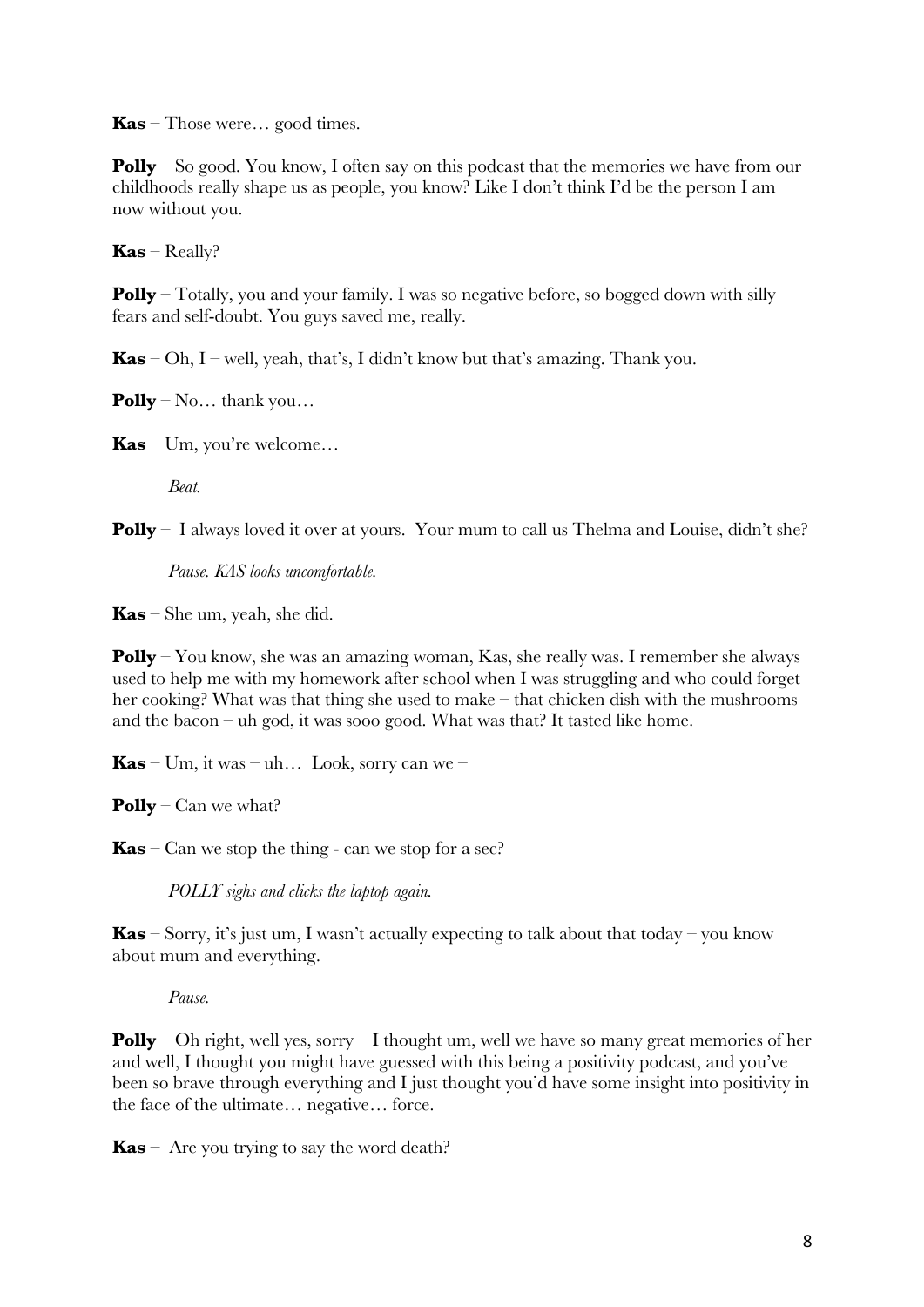**Kas** – Those were… good times.

**Polly** – So good. You know, I often say on this podcast that the memories we have from our childhoods really shape us as people, you know? Like I don't think I'd be the person I am now without you.

**Kas** – Really?

**Polly** – Totally, you and your family. I was so negative before, so bogged down with silly fears and self-doubt. You guys saved me, really.

**Kas** – Oh, I – well, yeah, that's, I didn't know but that's amazing. Thank you.

**Polly** – No… thank you…

**Kas** – Um, you're welcome…

*Beat.*

**Polly** – I always loved it over at yours. Your mum to call us Thelma and Louise, didn't she?

*Pause. KAS looks uncomfortable.*

**Kas** – She um, yeah, she did.

**Polly** – You know, she was an amazing woman, Kas, she really was. I remember she always used to help me with my homework after school when I was struggling and who could forget her cooking? What was that thing she used to make – that chicken dish with the mushrooms and the bacon – uh god, it was sooo good. What was that? It tasted like home.

**Kas** – Um, it was – uh… Look, sorry can we –

**Polly** – Can we what?

**Kas** – Can we stop the thing - can we stop for a sec?

*POLLY sighs and clicks the laptop again.*

**Kas** – Sorry, it's just um, I wasn't actually expecting to talk about that today – you know about mum and everything.

*Pause.*

**Polly** – Oh right, well yes, sorry – I thought um, well we have so many great memories of her and well, I thought you might have guessed with this being a positivity podcast, and you've been so brave through everything and I just thought you'd have some insight into positivity in the face of the ultimate… negative… force.

**Kas** – Are you trying to say the word death?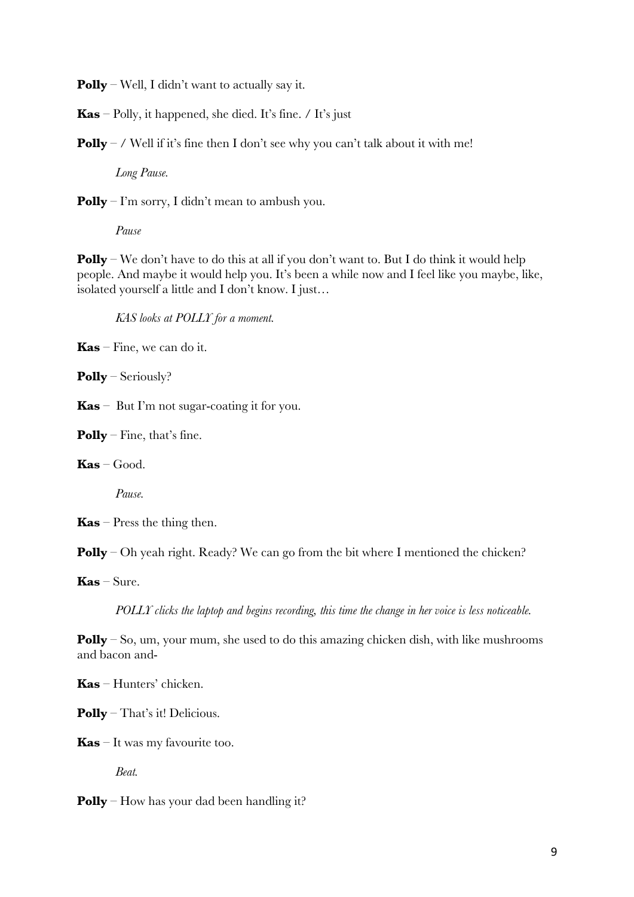**Polly** – Well, I didn't want to actually say it.

**Kas** – Polly, it happened, she died. It's fine. / It's just

**Polly** – / Well if it's fine then I don't see why you can't talk about it with me!

*Long Pause.*

**Polly** – I'm sorry, I didn't mean to ambush you.

*Pause*

**Polly** – We don't have to do this at all if you don't want to. But I do think it would help people. And maybe it would help you. It's been a while now and I feel like you maybe, like, isolated yourself a little and I don't know. I just…

*KAS looks at POLLY for a moment.*

**Kas** – Fine, we can do it.

**Polly** – Seriously?

**Kas** – But I'm not sugar-coating it for you.

**Polly** – Fine, that's fine.

**Kas** – Good.

*Pause.*

**Kas** – Press the thing then.

**Polly** – Oh yeah right. Ready? We can go from the bit where I mentioned the chicken?

**Kas** – Sure.

*POLLY clicks the laptop and begins recording, this time the change in her voice is less noticeable.*

**Polly** – So, um, your mum, she used to do this amazing chicken dish, with like mushrooms and bacon and-

**Kas** – Hunters' chicken.

**Polly** – That's it! Delicious.

**Kas** – It was my favourite too.

*Beat.*

**Polly** – How has your dad been handling it?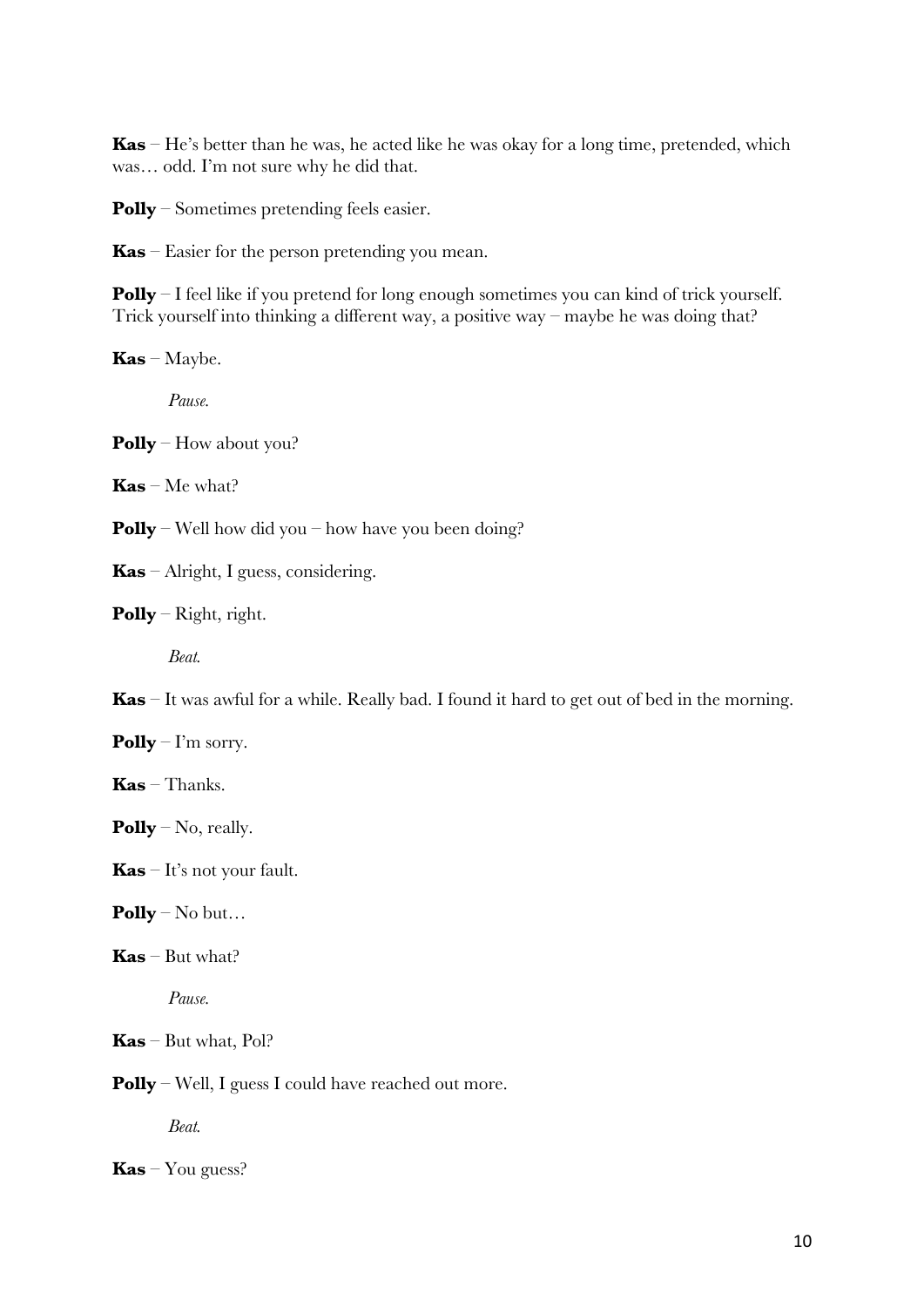**Kas** – He's better than he was, he acted like he was okay for a long time, pretended, which was… odd. I'm not sure why he did that.

**Polly** – Sometimes pretending feels easier.

**Kas** – Easier for the person pretending you mean.

**Polly** – I feel like if you pretend for long enough sometimes you can kind of trick yourself. Trick yourself into thinking a different way, a positive way – maybe he was doing that?

**Kas** – Maybe.

*Pause.*

**Polly** – How about you?

**Kas** – Me what?

**Polly** – Well how did you – how have you been doing?

**Kas** – Alright, I guess, considering.

**Polly** – Right, right.

*Beat.*

**Kas** – It was awful for a while. Really bad. I found it hard to get out of bed in the morning.

**Polly** – I'm sorry.

**Kas** – Thanks.

**Polly** – No, really.

**Kas** – It's not your fault.

**Polly** – No but…

**Kas** – But what?

*Pause.*

**Kas** – But what, Pol?

**Polly** – Well, I guess I could have reached out more.

*Beat.*

**Kas** – You guess?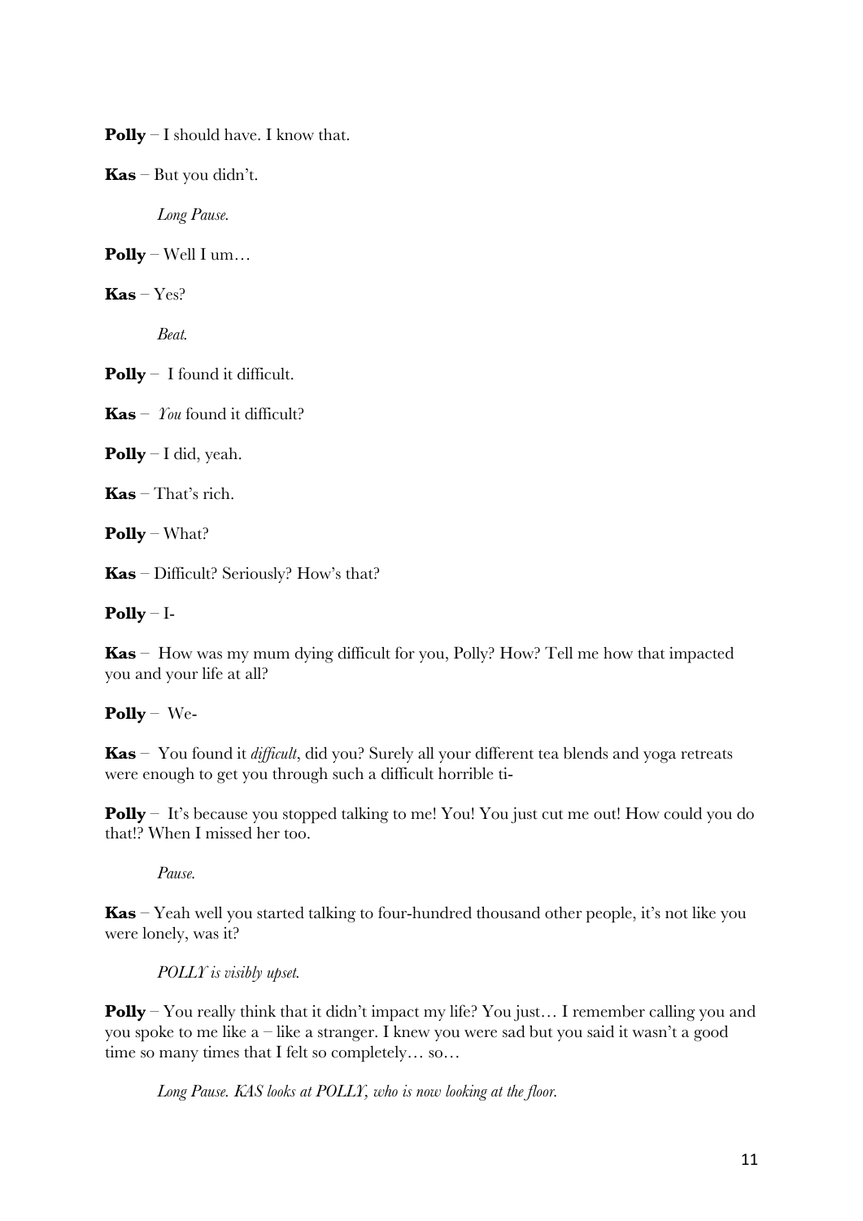**Polly** – I should have. I know that.

**Kas** – But you didn't.

*Long Pause.*

**Polly** – Well I um…

**Kas** – Yes?

*Beat.*

**Polly** – I found it difficult.

**Kas** – *You* found it difficult?

**Polly** – I did, yeah.

**Kas** – That's rich.

**Polly** – What?

**Kas** – Difficult? Seriously? How's that?

**Polly** – I-

**Kas** – How was my mum dying difficult for you, Polly? How? Tell me how that impacted you and your life at all?

**Polly** – We-

**Kas** – You found it *difficult*, did you? Surely all your different tea blends and yoga retreats were enough to get you through such a difficult horrible ti-

**Polly** – It's because you stopped talking to me! You! You just cut me out! How could you do that!? When I missed her too.

*Pause.*

**Kas** – Yeah well you started talking to four-hundred thousand other people, it's not like you were lonely, was it?

*POLLY is visibly upset.*

**Polly** – You really think that it didn't impact my life? You just… I remember calling you and you spoke to me like a – like a stranger. I knew you were sad but you said it wasn't a good time so many times that I felt so completely… so…

*Long Pause. KAS looks at POLLY, who is now looking at the floor.*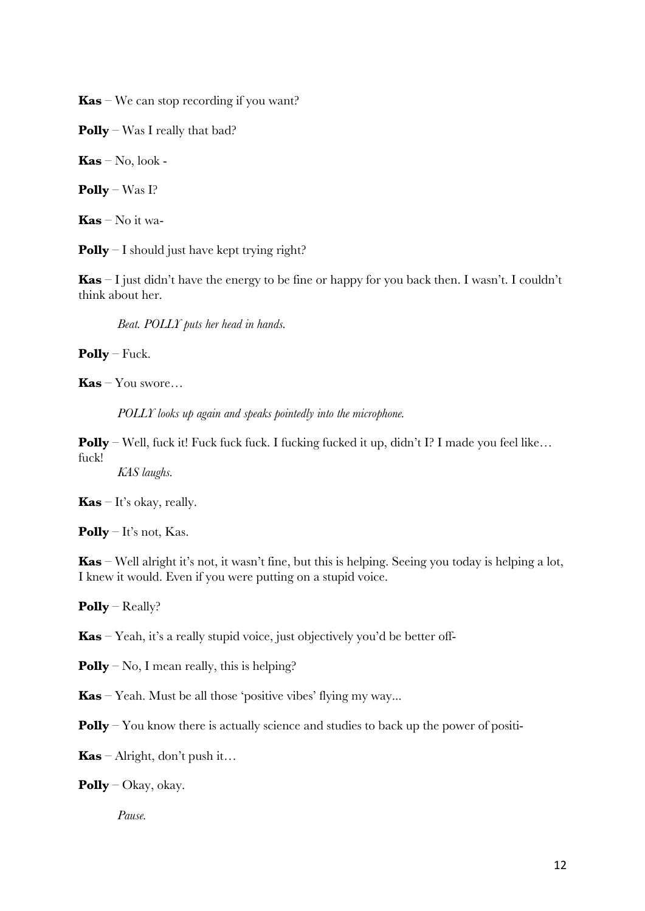**Kas** – We can stop recording if you want?

**Polly** – Was I really that bad?

**Kas** – No, look -

**Polly** – Was I?

**Kas** – No it wa-

**Polly** – I should just have kept trying right?

**Kas** – I just didn't have the energy to be fine or happy for you back then. I wasn't. I couldn't think about her.

*Beat. POLLY puts her head in hands.*

**Polly** – Fuck.

**Kas** – You swore…

*POLLY looks up again and speaks pointedly into the microphone.*

**Polly** – Well, fuck it! Fuck fuck fuck. I fucking fucked it up, didn't I? I made you feel like… fuck!

*KAS laughs.*

**Kas** – It's okay, really.

**Polly** – It's not, Kas.

**Kas** – Well alright it's not, it wasn't fine, but this is helping. Seeing you today is helping a lot, I knew it would. Even if you were putting on a stupid voice.

**Polly** – Really?

**Kas** – Yeah, it's a really stupid voice, just objectively you'd be better off-

**Polly** – No, I mean really, this is helping?

**Kas** – Yeah. Must be all those 'positive vibes' flying my way...

**Polly** – You know there is actually science and studies to back up the power of positi-

**Kas** – Alright, don't push it…

**Polly** – Okay, okay.

*Pause.*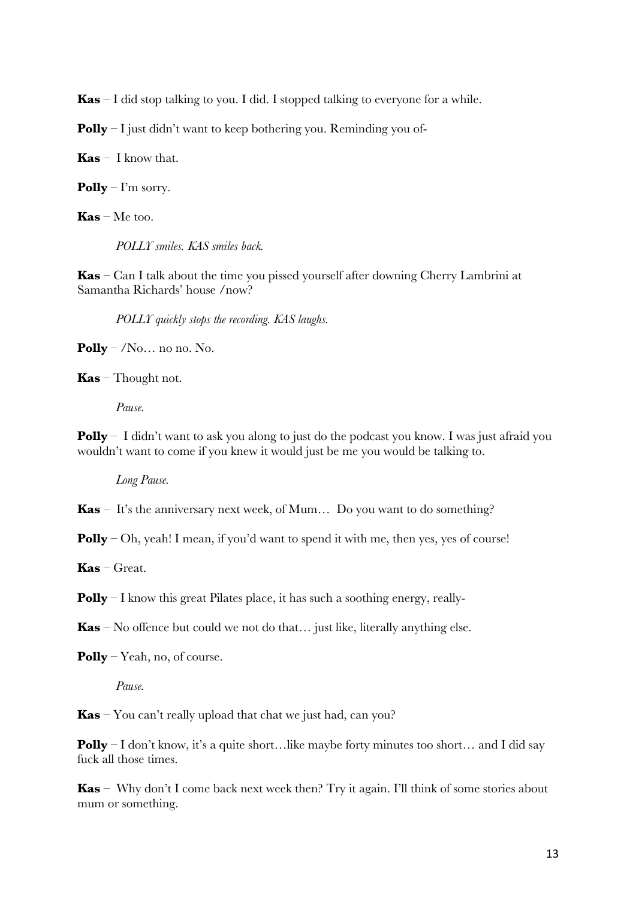**Kas** – I did stop talking to you. I did. I stopped talking to everyone for a while.

**Polly** – I just didn't want to keep bothering you. Reminding you of-

**Kas** – I know that.

**Polly** – I'm sorry.

**Kas** – Me too.

*POLLY smiles. KAS smiles back.*

**Kas** – Can I talk about the time you pissed yourself after downing Cherry Lambrini at Samantha Richards' house /now?

*POLLY quickly stops the recording. KAS laughs.*

**Polly** – /No… no no. No.

**Kas** – Thought not.

*Pause.*

**Polly** – I didn't want to ask you along to just do the podcast you know. I was just afraid you wouldn't want to come if you knew it would just be me you would be talking to.

*Long Pause.*

**Kas** – It's the anniversary next week, of Mum… Do you want to do something?

**Polly** – Oh, yeah! I mean, if you'd want to spend it with me, then yes, yes of course!

**Kas** – Great.

**Polly** – I know this great Pilates place, it has such a soothing energy, really-

**Kas** – No offence but could we not do that… just like, literally anything else.

**Polly** – Yeah, no, of course.

*Pause.*

**Kas** – You can't really upload that chat we just had, can you?

**Polly** – I don't know, it's a quite short…like maybe forty minutes too short… and I did say fuck all those times.

**Kas** – Why don't I come back next week then? Try it again. I'll think of some stories about mum or something.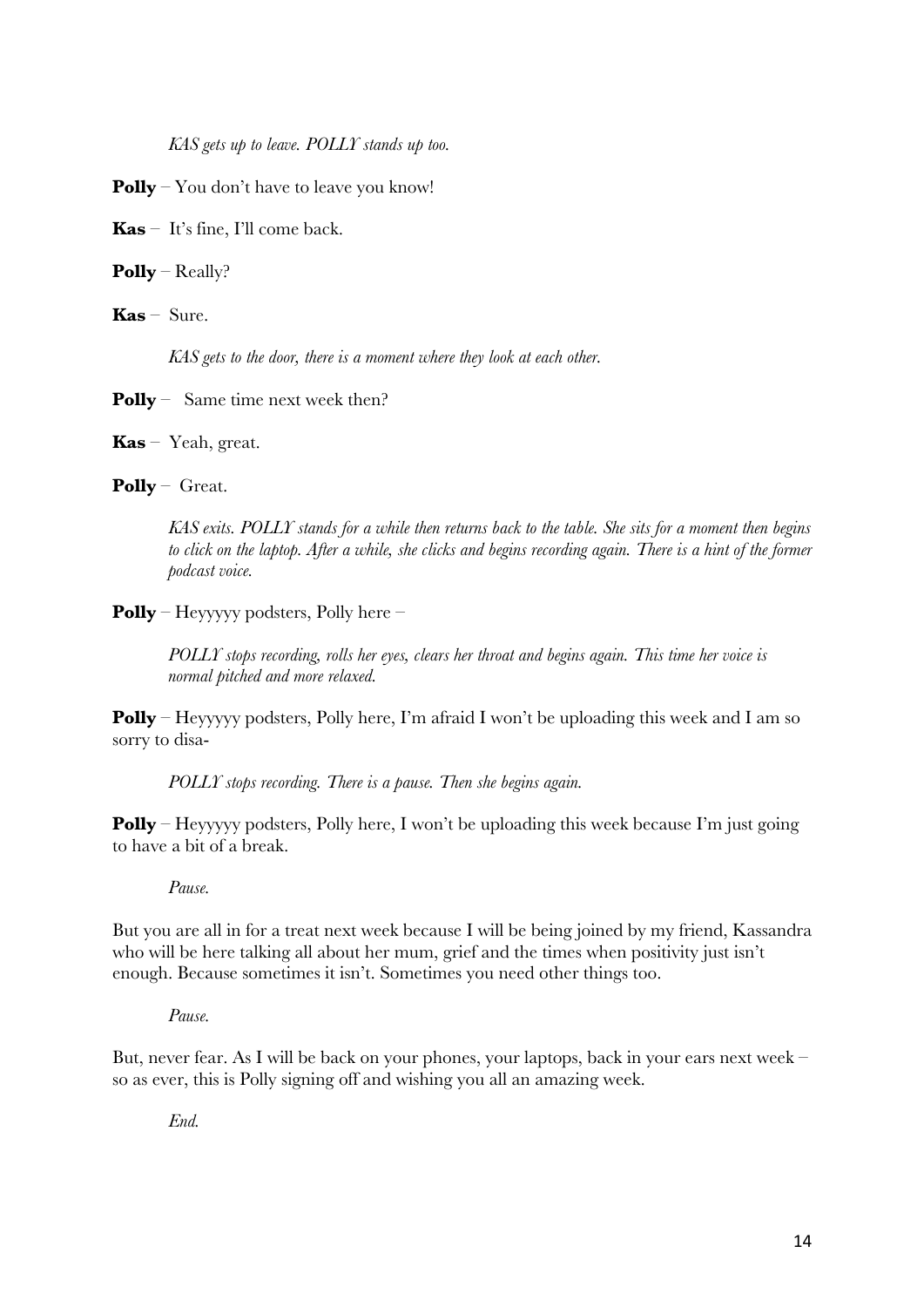*KAS gets up to leave. POLLY stands up too.*

**Polly** – You don't have to leave you know!

**Kas** – It's fine, I'll come back.

**Polly** – Really?

**Kas** – Sure.

*KAS gets to the door, there is a moment where they look at each other.*

**Polly** – Same time next week then?

**Kas** – Yeah, great.

**Polly** – Great.

*KAS exits. POLLY stands for a while then returns back to the table. She sits for a moment then begins to click on the laptop. After a while, she clicks and begins recording again. There is a hint of the former podcast voice.*

**Polly** – Heyyyyy podsters, Polly here –

*POLLY stops recording, rolls her eyes, clears her throat and begins again. This time her voice is normal pitched and more relaxed.*

**Polly** – Heyyyyy podsters, Polly here, I'm afraid I won't be uploading this week and I am so sorry to disa-

*POLLY stops recording. There is a pause. Then she begins again.*

**Polly** – Heyyyyy podsters, Polly here, I won't be uploading this week because I'm just going to have a bit of a break.

*Pause.*

But you are all in for a treat next week because I will be being joined by my friend, Kassandra who will be here talking all about her mum, grief and the times when positivity just isn't enough. Because sometimes it isn't. Sometimes you need other things too.

*Pause.*

But, never fear. As I will be back on your phones, your laptops, back in your ears next week – so as ever, this is Polly signing off and wishing you all an amazing week.

*End.*